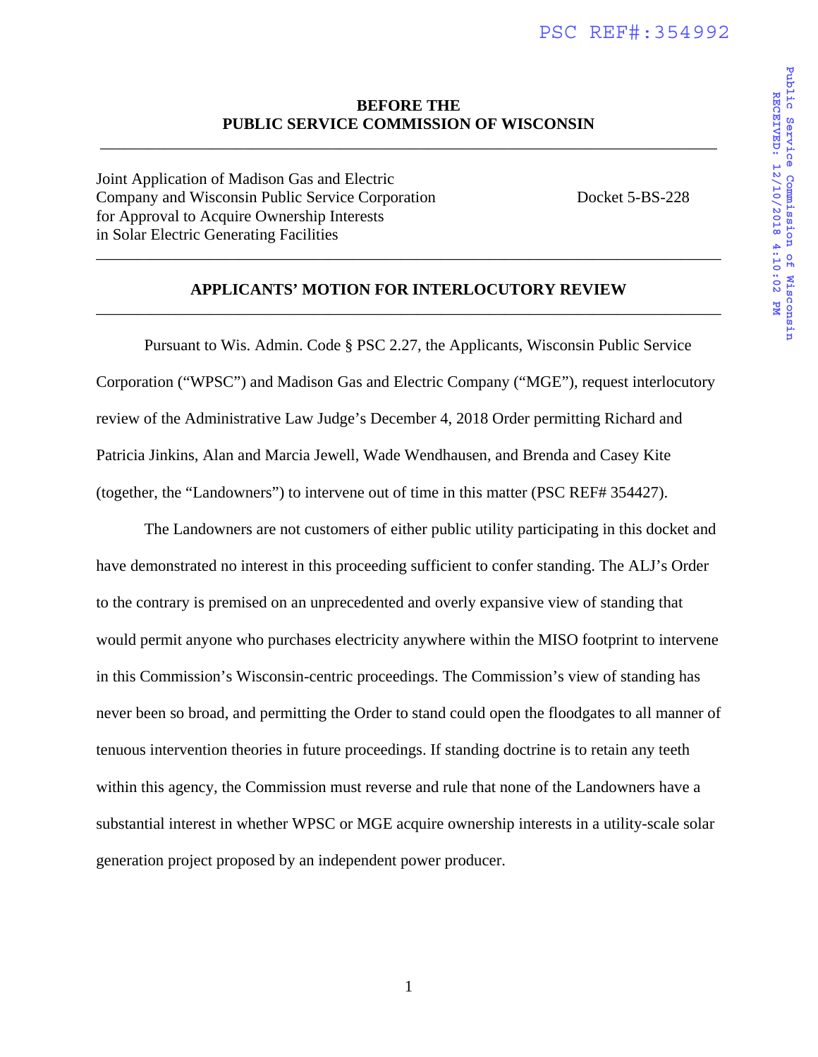**BEFORE THE**
**PUBLIC SERVICE COMMISSION OF WISCONSIN**

---

Joint Application of Madison Gas and Electric Company and Wisconsin Public Service Corporation for Approval to Acquire Ownership Interests in Solar Electric Generating Facilities

Docket 5-BS-228

---

## APPLICANTS' MOTION FOR INTERLOCUTORY REVIEW

---

Pursuant to Wis. Admin. Code § PSC 2.27, the Applicants, Wisconsin Public Service Corporation ("WPSC") and Madison Gas and Electric Company ("MGE"), request interlocutory review of the Administrative Law Judge's December 4, 2018 Order permitting Richard and Patricia Jinkins, Alan and Marcia Jewell, Wade Wendhausen, and Brenda and Casey Kite (together, the "Landowners") to intervene out of time in this matter (PSC REF# 354427).

The Landowners are not customers of either public utility participating in this docket and have demonstrated no interest in this proceeding sufficient to confer standing. The ALJ's Order to the contrary is premised on an unprecedented and overly expansive view of standing that would permit anyone who purchases electricity anywhere within the MISO footprint to intervene in this Commission's Wisconsin-centric proceedings. The Commission's view of standing has never been so broad, and permitting the Order to stand could open the floodgates to all manner of tenuous intervention theories in future proceedings. If standing doctrine is to retain any teeth within this agency, the Commission must reverse and rule that none of the Landowners have a substantial interest in whether WPSC or MGE acquire ownership interests in a utility-scale solar generation project proposed by an independent power producer.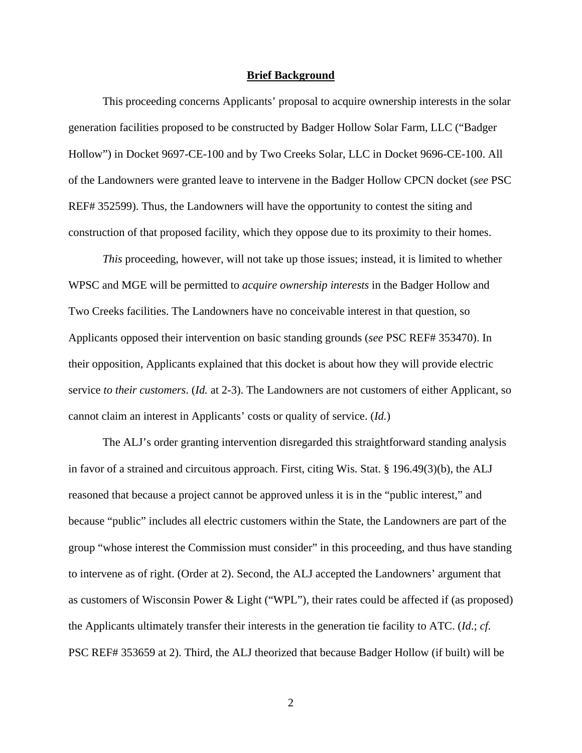**Brief Background**

This proceeding concerns Applicants' proposal to acquire ownership interests in the solar generation facilities proposed to be constructed by Badger Hollow Solar Farm, LLC ("Badger Hollow") in Docket 9697-CE-100 and by Two Creeks Solar, LLC in Docket 9696-CE-100. All of the Landowners were granted leave to intervene in the Badger Hollow CPCN docket (*see* PSC REF# 352599). Thus, the Landowners will have the opportunity to contest the siting and construction of that proposed facility, which they oppose due to its proximity to their homes.

*This* proceeding, however, will not take up those issues; instead, it is limited to whether WPSC and MGE will be permitted to *acquire ownership interests* in the Badger Hollow and Two Creeks facilities. The Landowners have no conceivable interest in that question, so Applicants opposed their intervention on basic standing grounds (*see* PSC REF# 353470). In their opposition, Applicants explained that this docket is about how they will provide electric service *to their customers*. (*Id.* at 2-3). The Landowners are not customers of either Applicant, so cannot claim an interest in Applicants' costs or quality of service. (*Id.*)

The ALJ's order granting intervention disregarded this straightforward standing analysis in favor of a strained and circuitous approach. First, citing Wis. Stat. § 196.49(3)(b), the ALJ reasoned that because a project cannot be approved unless it is in the "public interest," and because "public" includes all electric customers within the State, the Landowners are part of the group "whose interest the Commission must consider" in this proceeding, and thus have standing to intervene as of right. (Order at 2). Second, the ALJ accepted the Landowners' argument that as customers of Wisconsin Power & Light ("WPL"), their rates could be affected if (as proposed) the Applicants ultimately transfer their interests in the generation tie facility to ATC. (*Id.*; *cf.* PSC REF# 353659 at 2). Third, the ALJ theorized that because Badger Hollow (if built) will be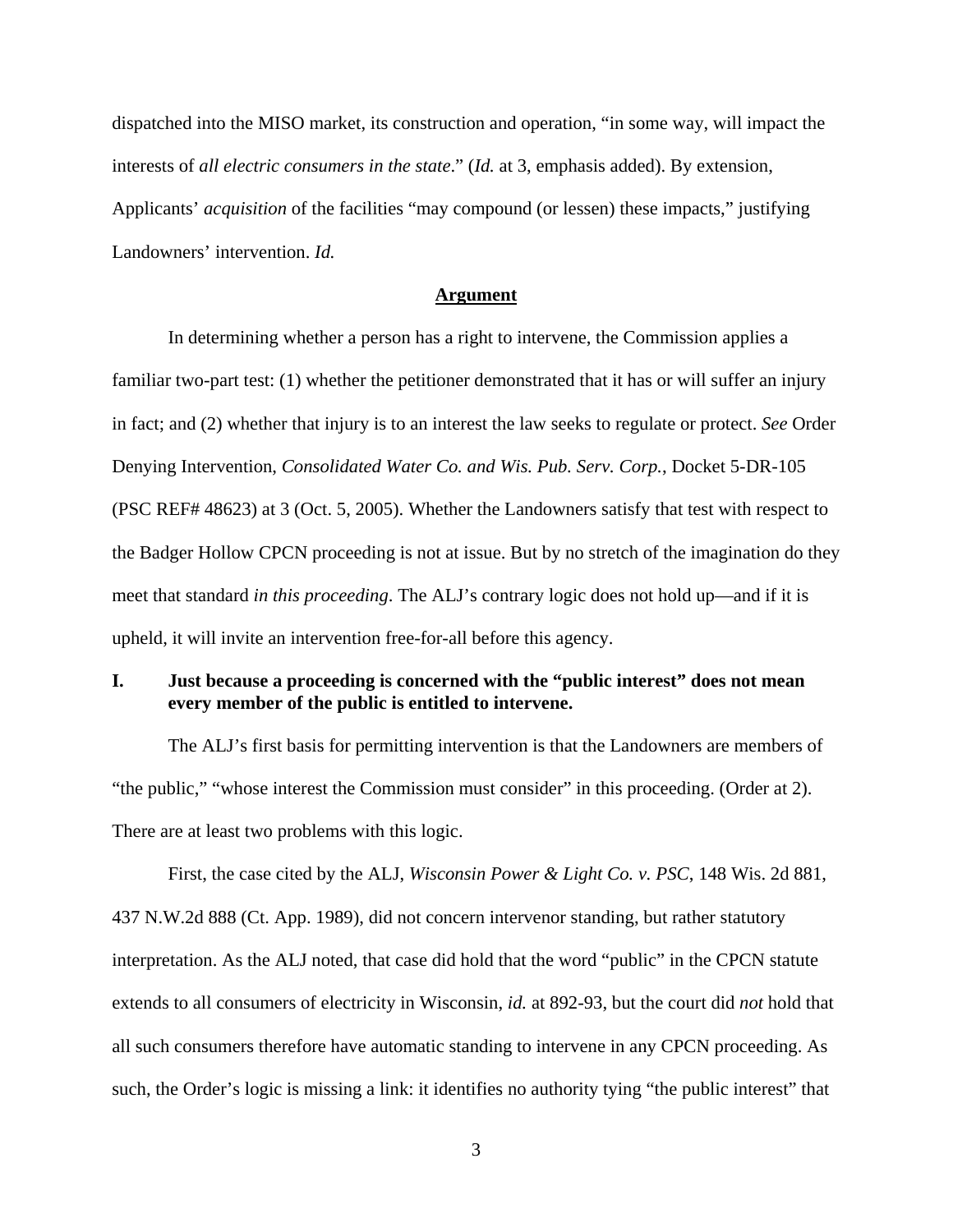dispatched into the MISO market, its construction and operation, "in some way, will impact the interests of *all electric consumers in the state*." (*Id.* at 3, emphasis added). By extension, Applicants' *acquisition* of the facilities "may compound (or lessen) these impacts," justifying Landowners' intervention. *Id.*

## **Argument**

In determining whether a person has a right to intervene, the Commission applies a familiar two-part test: (1) whether the petitioner demonstrated that it has or will suffer an injury in fact; and (2) whether that injury is to an interest the law seeks to regulate or protect. *See* Order Denying Intervention, *Consolidated Water Co. and Wis. Pub. Serv. Corp.*, Docket 5-DR-105 (PSC REF# 48623) at 3 (Oct. 5, 2005). Whether the Landowners satisfy that test with respect to the Badger Hollow CPCN proceeding is not at issue. But by no stretch of the imagination do they meet that standard *in this proceeding*. The ALJ's contrary logic does not hold up—and if it is upheld, it will invite an intervention free-for-all before this agency.

### **I. Just because a proceeding is concerned with the "public interest" does not mean every member of the public is entitled to intervene.**

The ALJ's first basis for permitting intervention is that the Landowners are members of "the public," "whose interest the Commission must consider" in this proceeding. (Order at 2). There are at least two problems with this logic.

First, the case cited by the ALJ, *Wisconsin Power & Light Co. v. PSC*, 148 Wis. 2d 881, 437 N.W.2d 888 (Ct. App. 1989), did not concern intervenor standing, but rather statutory interpretation. As the ALJ noted, that case did hold that the word "public" in the CPCN statute extends to all consumers of electricity in Wisconsin, *id.* at 892-93, but the court did *not* hold that all such consumers therefore have automatic standing to intervene in any CPCN proceeding. As such, the Order's logic is missing a link: it identifies no authority tying "the public interest" that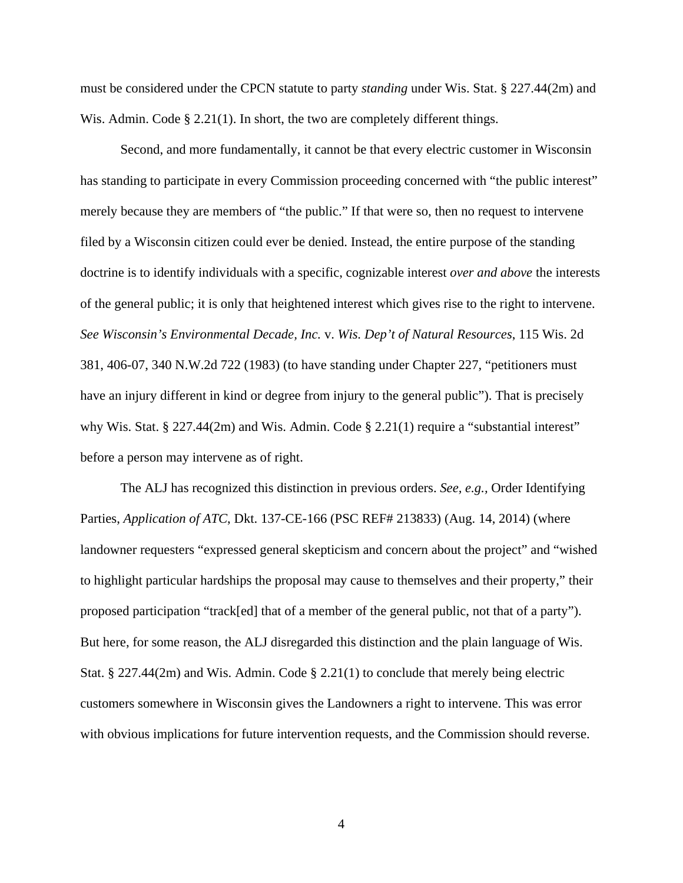must be considered under the CPCN statute to party *standing* under Wis. Stat. § 227.44(2m) and Wis. Admin. Code § 2.21(1). In short, the two are completely different things.

Second, and more fundamentally, it cannot be that every electric customer in Wisconsin has standing to participate in every Commission proceeding concerned with "the public interest" merely because they are members of "the public." If that were so, then no request to intervene filed by a Wisconsin citizen could ever be denied. Instead, the entire purpose of the standing doctrine is to identify individuals with a specific, cognizable interest *over and above* the interests of the general public; it is only that heightened interest which gives rise to the right to intervene. *See Wisconsin's Environmental Decade, Inc.* v. *Wis. Dep't of Natural Resources*, 115 Wis. 2d 381, 406-07, 340 N.W.2d 722 (1983) (to have standing under Chapter 227, "petitioners must have an injury different in kind or degree from injury to the general public"). That is precisely why Wis. Stat. § 227.44(2m) and Wis. Admin. Code § 2.21(1) require a "substantial interest" before a person may intervene as of right.

The ALJ has recognized this distinction in previous orders. *See, e.g.*, Order Identifying Parties, *Application of ATC*, Dkt. 137-CE-166 (PSC REF# 213833) (Aug. 14, 2014) (where landowner requesters "expressed general skepticism and concern about the project" and "wished to highlight particular hardships the proposal may cause to themselves and their property," their proposed participation "track[ed] that of a member of the general public, not that of a party"). But here, for some reason, the ALJ disregarded this distinction and the plain language of Wis. Stat. § 227.44(2m) and Wis. Admin. Code § 2.21(1) to conclude that merely being electric customers somewhere in Wisconsin gives the Landowners a right to intervene. This was error with obvious implications for future intervention requests, and the Commission should reverse.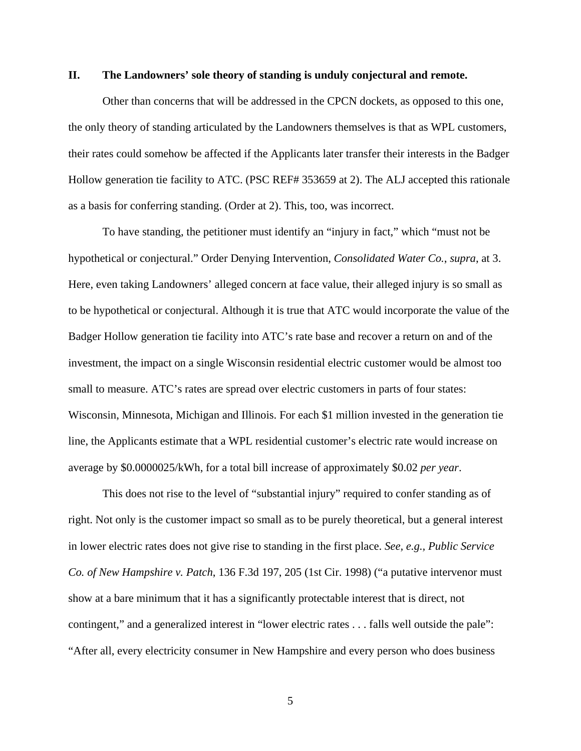## II. The Landowners' sole theory of standing is unduly conjectural and remote.

Other than concerns that will be addressed in the CPCN dockets, as opposed to this one, the only theory of standing articulated by the Landowners themselves is that as WPL customers, their rates could somehow be affected if the Applicants later transfer their interests in the Badger Hollow generation tie facility to ATC. (PSC REF# 353659 at 2). The ALJ accepted this rationale as a basis for conferring standing. (Order at 2). This, too, was incorrect.

To have standing, the petitioner must identify an "injury in fact," which "must not be hypothetical or conjectural." Order Denying Intervention, *Consolidated Water Co.*, *supra*, at 3. Here, even taking Landowners' alleged concern at face value, their alleged injury is so small as to be hypothetical or conjectural. Although it is true that ATC would incorporate the value of the Badger Hollow generation tie facility into ATC's rate base and recover a return on and of the investment, the impact on a single Wisconsin residential electric customer would be almost too small to measure. ATC's rates are spread over electric customers in parts of four states: Wisconsin, Minnesota, Michigan and Illinois. For each $1 million invested in the generation tie line, the Applicants estimate that a WPL residential customer's electric rate would increase on average by $0.0000025/kWh, for a total bill increase of approximately $0.02 *per year*.

This does not rise to the level of "substantial injury" required to confer standing as of right. Not only is the customer impact so small as to be purely theoretical, but a general interest in lower electric rates does not give rise to standing in the first place. *See, e.g., Public Service Co. of New Hampshire v. Patch*, 136 F.3d 197, 205 (1st Cir. 1998) ("a putative intervenor must show at a bare minimum that it has a significantly protectable interest that is direct, not contingent," and a generalized interest in "lower electric rates . . . falls well outside the pale": "After all, every electricity consumer in New Hampshire and every person who does business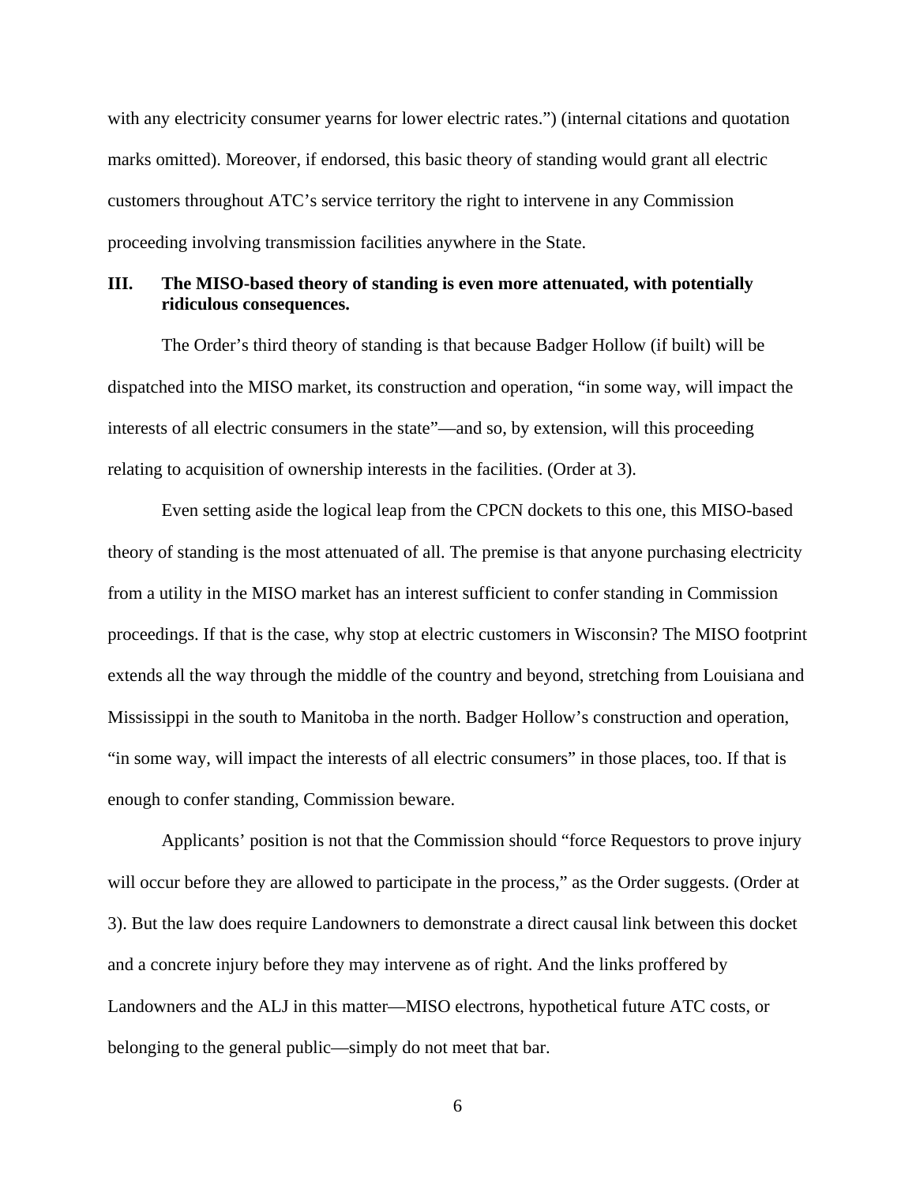with any electricity consumer yearns for lower electric rates.") (internal citations and quotation marks omitted). Moreover, if endorsed, this basic theory of standing would grant all electric customers throughout ATC's service territory the right to intervene in any Commission proceeding involving transmission facilities anywhere in the State.

## III. The MISO-based theory of standing is even more attenuated, with potentially ridiculous consequences.

The Order's third theory of standing is that because Badger Hollow (if built) will be dispatched into the MISO market, its construction and operation, "in some way, will impact the interests of all electric consumers in the state"—and so, by extension, will this proceeding relating to acquisition of ownership interests in the facilities. (Order at 3).

Even setting aside the logical leap from the CPCN dockets to this one, this MISO-based theory of standing is the most attenuated of all. The premise is that anyone purchasing electricity from a utility in the MISO market has an interest sufficient to confer standing in Commission proceedings. If that is the case, why stop at electric customers in Wisconsin? The MISO footprint extends all the way through the middle of the country and beyond, stretching from Louisiana and Mississippi in the south to Manitoba in the north. Badger Hollow's construction and operation, "in some way, will impact the interests of all electric consumers" in those places, too. If that is enough to confer standing, Commission beware.

Applicants' position is not that the Commission should "force Requestors to prove injury will occur before they are allowed to participate in the process," as the Order suggests. (Order at 3). But the law does require Landowners to demonstrate a direct causal link between this docket and a concrete injury before they may intervene as of right. And the links proffered by Landowners and the ALJ in this matter—MISO electrons, hypothetical future ATC costs, or belonging to the general public—simply do not meet that bar.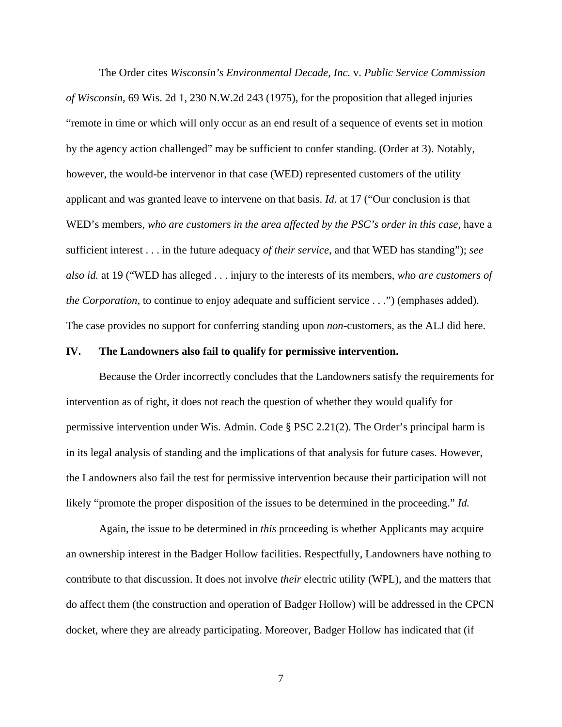The Order cites *Wisconsin's Environmental Decade, Inc.* v. *Public Service Commission of Wisconsin*, 69 Wis. 2d 1, 230 N.W.2d 243 (1975), for the proposition that alleged injuries "remote in time or which will only occur as an end result of a sequence of events set in motion by the agency action challenged" may be sufficient to confer standing. (Order at 3). Notably, however, the would-be intervenor in that case (WED) represented customers of the utility applicant and was granted leave to intervene on that basis. *Id.* at 17 ("Our conclusion is that WED's members, *who are customers in the area affected by the PSC's order in this case*, have a sufficient interest . . . in the future adequacy *of their service*, and that WED has standing"); *see also id.* at 19 ("WED has alleged . . . injury to the interests of its members, *who are customers of the Corporation*, to continue to enjoy adequate and sufficient service . . .") (emphases added). The case provides no support for conferring standing upon *non*-customers, as the ALJ did here.

## IV. The Landowners also fail to qualify for permissive intervention.

Because the Order incorrectly concludes that the Landowners satisfy the requirements for intervention as of right, it does not reach the question of whether they would qualify for permissive intervention under Wis. Admin. Code § PSC 2.21(2). The Order's principal harm is in its legal analysis of standing and the implications of that analysis for future cases. However, the Landowners also fail the test for permissive intervention because their participation will not likely "promote the proper disposition of the issues to be determined in the proceeding." *Id.*

Again, the issue to be determined in *this* proceeding is whether Applicants may acquire an ownership interest in the Badger Hollow facilities. Respectfully, Landowners have nothing to contribute to that discussion. It does not involve *their* electric utility (WPL), and the matters that do affect them (the construction and operation of Badger Hollow) will be addressed in the CPCN docket, where they are already participating. Moreover, Badger Hollow has indicated that (if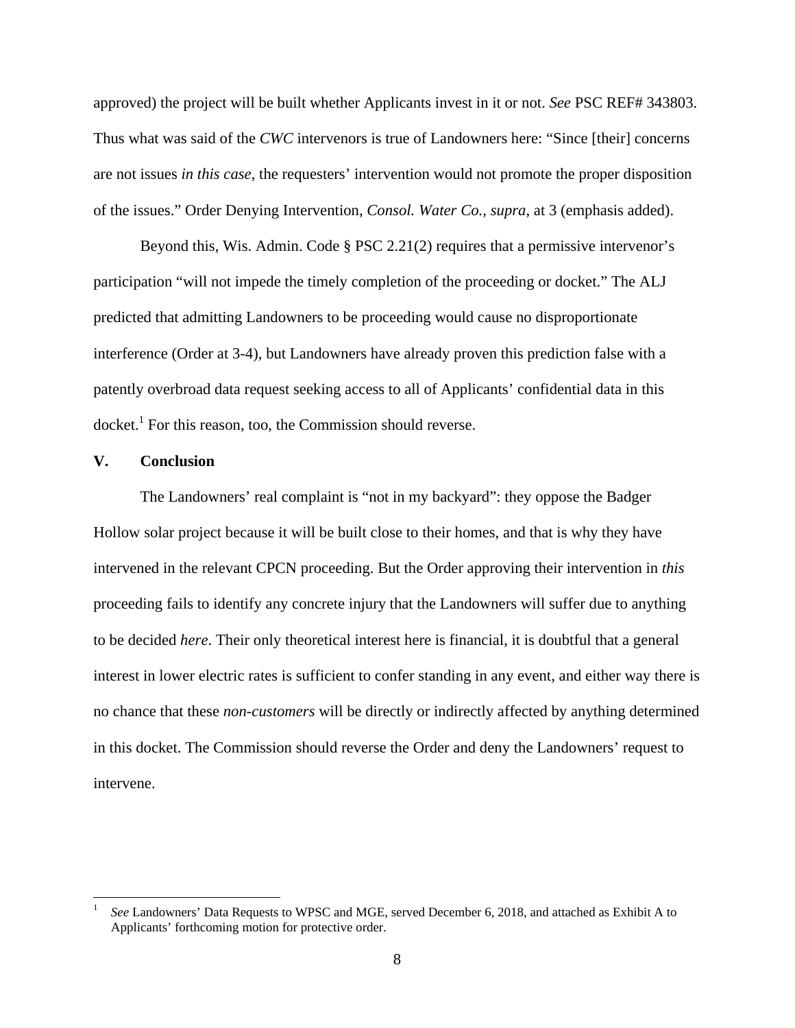approved) the project will be built whether Applicants invest in it or not. *See* PSC REF# 343803. Thus what was said of the *CWC* intervenors is true of Landowners here: "Since [their] concerns are not issues *in this case*, the requesters' intervention would not promote the proper disposition of the issues." Order Denying Intervention, *Consol. Water Co.*, *supra*, at 3 (emphasis added).

Beyond this, Wis. Admin. Code § PSC 2.21(2) requires that a permissive intervenor's participation "will not impede the timely completion of the proceeding or docket." The ALJ predicted that admitting Landowners to be proceeding would cause no disproportionate interference (Order at 3-4), but Landowners have already proven this prediction false with a patently overbroad data request seeking access to all of Applicants' confidential data in this docket.[1] For this reason, too, the Commission should reverse.

## V. Conclusion

The Landowners' real complaint is "not in my backyard": they oppose the Badger Hollow solar project because it will be built close to their homes, and that is why they have intervened in the relevant CPCN proceeding. But the Order approving their intervention in *this* proceeding fails to identify any concrete injury that the Landowners will suffer due to anything to be decided *here*. Their only theoretical interest here is financial, it is doubtful that a general interest in lower electric rates is sufficient to confer standing in any event, and either way there is no chance that these *non-customers* will be directly or indirectly affected by anything determined in this docket. The Commission should reverse the Order and deny the Landowners' request to intervene.

---

[1] *See* Landowners' Data Requests to WPSC and MGE, served December 6, 2018, and attached as Exhibit A to Applicants' forthcoming motion for protective order.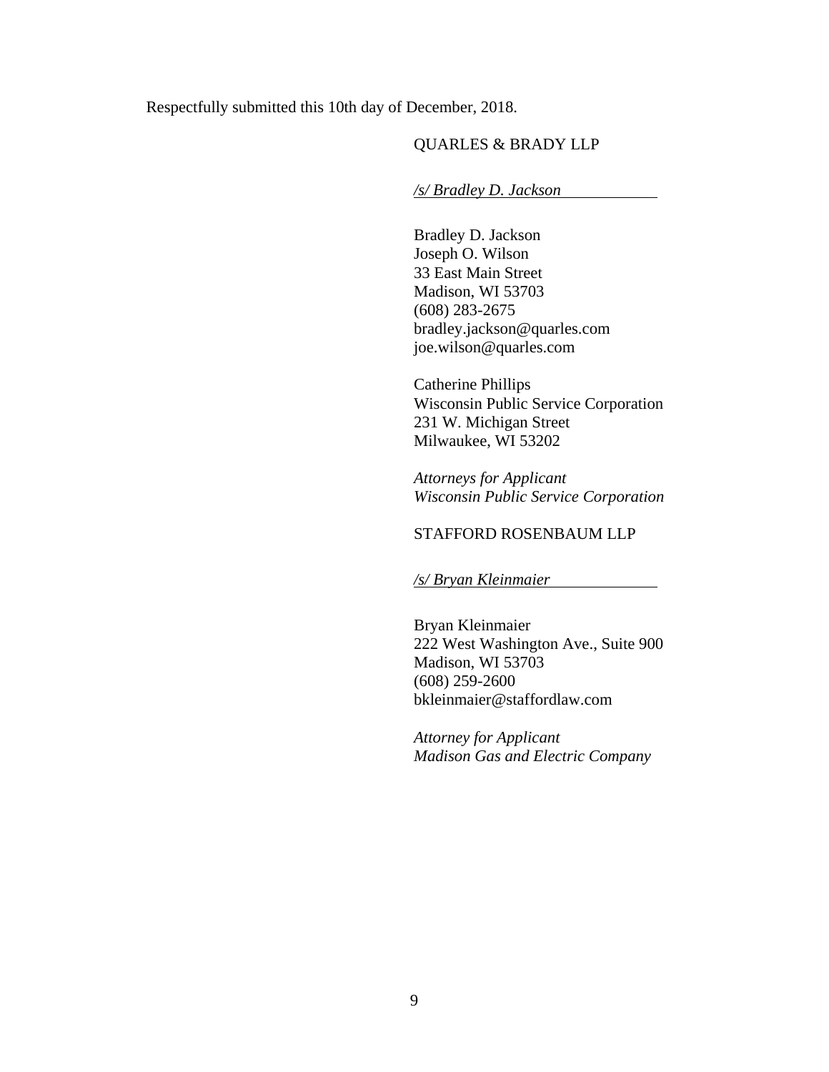Respectfully submitted this 10th day of December, 2018.

QUARLES & BRADY LLP

*/s/ Bradley D. Jackson*

Bradley D. Jackson
Joseph O. Wilson
33 East Main Street
Madison, WI 53703
(608) 283-2675
bradley.jackson@quarles.com
joe.wilson@quarles.com

Catherine Phillips
Wisconsin Public Service Corporation
231 W. Michigan Street
Milwaukee, WI 53202

*Attorneys for Applicant*
*Wisconsin Public Service Corporation*

STAFFORD ROSENBAUM LLP

*/s/ Bryan Kleinmaier*

Bryan Kleinmaier
222 West Washington Ave., Suite 900
Madison, WI 53703
(608) 259-2600
bkleinmaier@staffordlaw.com

*Attorney for Applicant*
*Madison Gas and Electric Company*